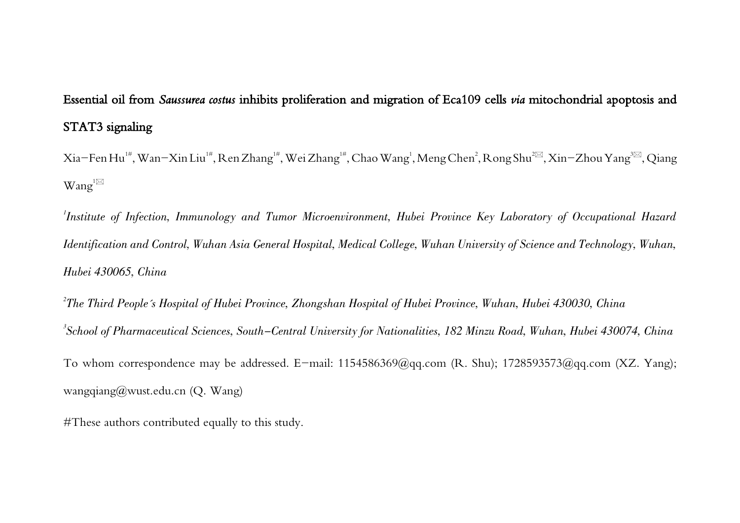# Essential oil from *Saussurea costus* inhibits proliferation and migration of Eca109 cells *via* mitochondrial apoptosis and STAT3 signaling

Xia–Fen Hu[1#], Wan–Xin Liu[1#], Ren Zhang[1#], Wei Zhang[1#], Chao Wang[1], Meng Chen[2], Rong Shu[2✉], Xin–Zhou Yang[3✉], Qiang Wang[1✉]

[1]*Institute of Infection, Immunology and Tumor Microenvironment, Hubei Province Key Laboratory of Occupational Hazard Identification and Control, Wuhan Asia General Hospital, Medical College, Wuhan University of Science and Technology, Wuhan, Hubei 430065, China*

[2]*The Third People´s Hospital of Hubei Province, Zhongshan Hospital of Hubei Province, Wuhan, Hubei 430030, China*

[3]*School of Pharmaceutical Sciences, South–Central University for Nationalities, 182 Minzu Road, Wuhan, Hubei 430074, China*

To whom correspondence may be addressed. E–mail: 1154586369@qq.com (R. Shu); 1728593573@qq.com (XZ. Yang); wangqiang@wust.edu.cn (Q. Wang)

#These authors contributed equally to this study.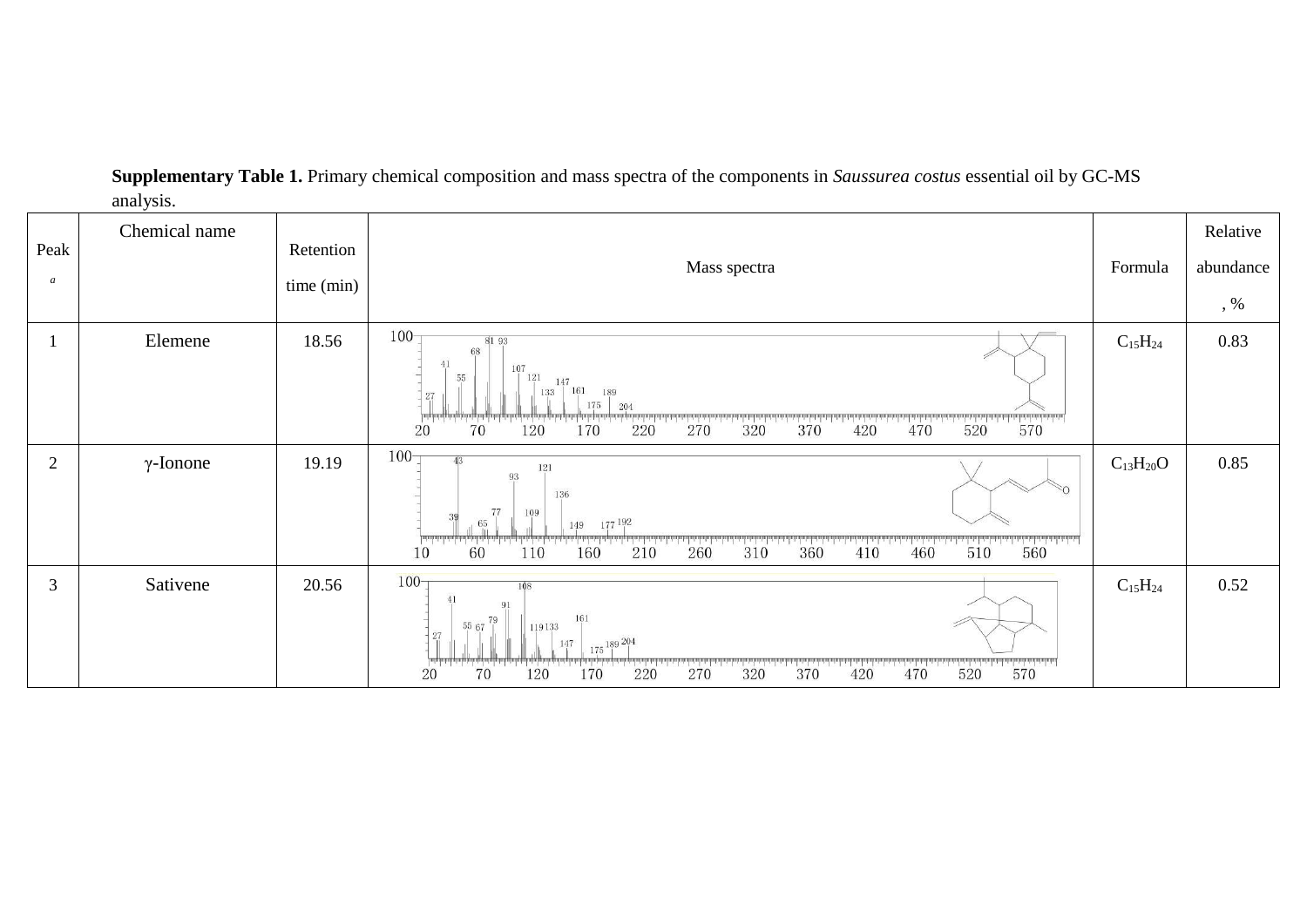**Supplementary Table 1.** Primary chemical composition and mass spectra of the components in *Saussurea costus* essential oil by GC-MS analysis.

| Peak [a] | Chemical name | Retention time (min) | Mass spectra | Formula | Relative abundance, % |
|---|---|---|---|---|---|
| 1 | Elemene | 18.56 | | $C_{15}H_{24}$ | 0.83 |
| 2 | γ-Ionone | 19.19 | | $C_{13}H_{20}O$ | 0.85 |
| 3 | Sativene | 20.56 | | $C_{15}H_{24}$ | 0.52 |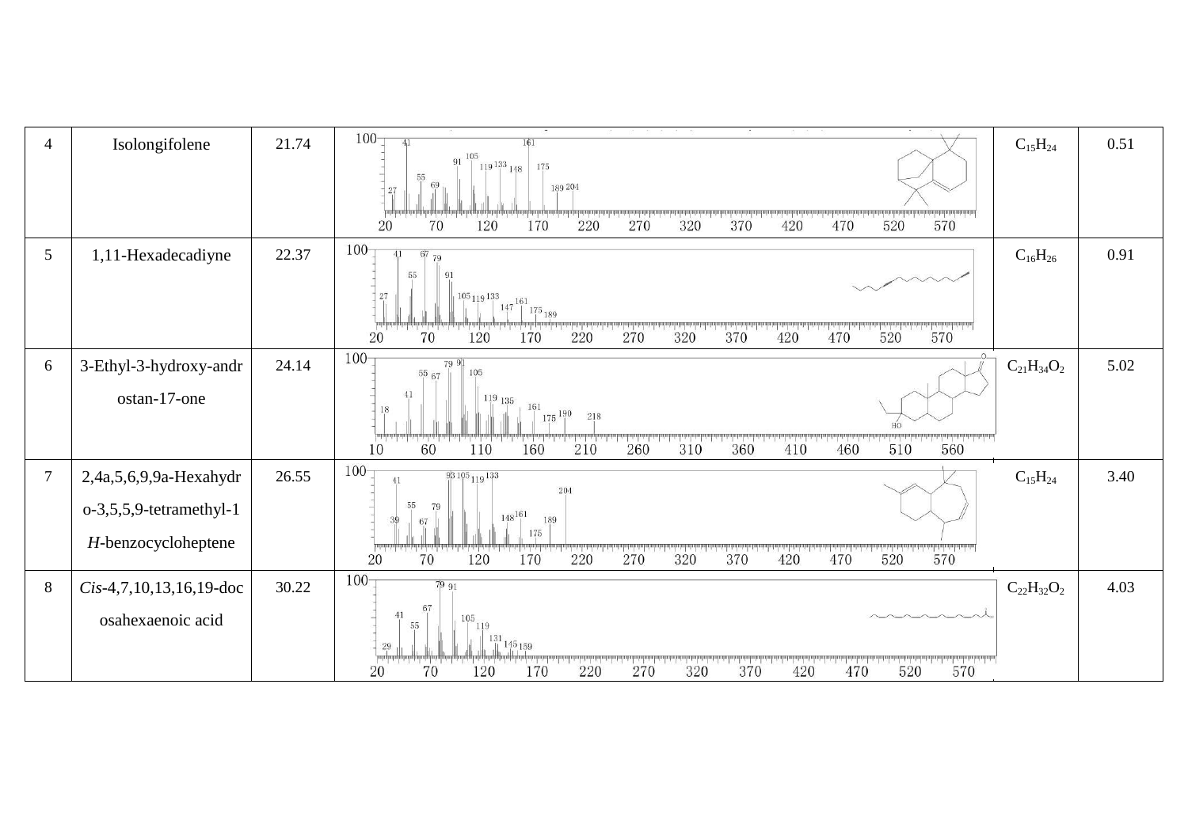| 4 | Isolongifolene | 21.74 | 100 41 161 91 105 119 133 148 175 55 69 189 204 27 20 70 120 170 220 270 320 370 420 470 520 570 | $C_{15}H_{24}$ | 0.51 |
|---|---|---|---|---|---|
| 5 | 1,11-Hexadecadiyne | 22.37 | 100 41 67 79 55 91 27 105 119 133 147 161 175 189 20 70 120 170 220 270 320 370 420 470 520 570 | $C_{16}H_{26}$ | 0.91 |
| 6 | 3-Ethyl-3-hydroxy-androstan-17-one | 24.14 | 100 79 91 55 67 105 41 119 135 18 161 175 190 218 10 60 110 160 210 260 310 360 410 460 510 560 HO O | $C_{21}H_{34}O_2$ | 5.02 |
| 7 | 2,4a,5,6,9,9a-Hexahydro-3,5,5,9-tetramethyl-1*H*-benzocycloheptene | 26.55 | 100 93 105 119 133 41 204 55 79 39 67 148 161 189 175 20 70 120 170 220 270 320 370 420 470 520 570 | $C_{15}H_{24}$ | 3.40 |
| 8 | *Cis*-4,7,10,13,16,19-docosahexaenoic acid | 30.22 | 100 79 91 67 41 105 55 119 131 145 159 29 20 70 120 170 220 270 320 370 420 470 520 570 | $C_{22}H_{32}O_2$ | 4.03 |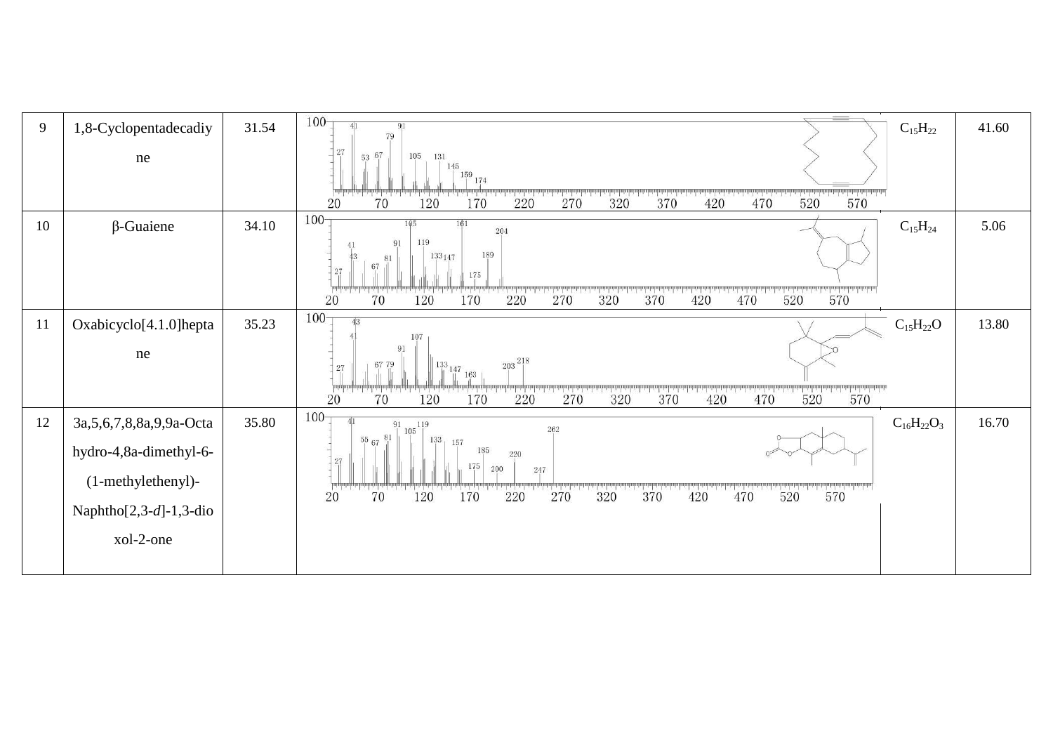| 9 | 1,8-Cyclopentadecadiyne | 31.54 | | $C_{15}H_{22}$ | 41.60 |
|---|---|---|---|---|---|
| 10 | β-Guaiene | 34.10 | | $C_{15}H_{24}$ | 5.06 |
| 11 | Oxabicyclo[4.1.0]heptane | 35.23 | | $C_{15}H_{22}O$ | 13.80 |
| 12 | 3a,5,6,7,8,8a,9,9a-Octahydro-4,8a-dimethyl-6-(1-methylethenyl)-Naphtho[2,3-*d*]-1,3-dioxol-2-one | 35.80 | | $C_{16}H_{22}O_3$ | 16.70 |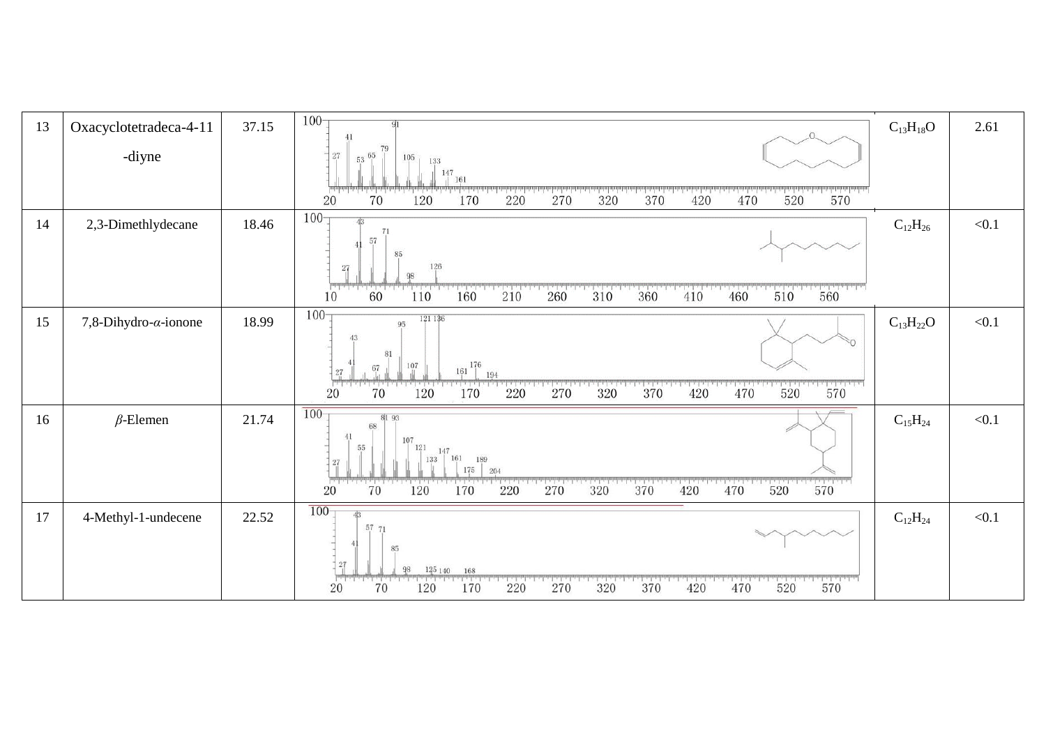| 13 | Oxacyclotetradeca-4-11-diyne | 37.15 | | $C_{13}H_{18}O$ | 2.61 |
|---|---|---|---|---|---|
| 14 | 2,3-Dimethlydecane | 18.46 | | $C_{12}H_{26}$ | <0.1 |
| 15 | 7,8-Dihydro-$\alpha$-ionone | 18.99 | | $C_{13}H_{22}O$ | <0.1 |
| 16 | $\beta$-Elemen | 21.74 | | $C_{15}H_{24}$ | <0.1 |
| 17 | 4-Methyl-1-undecene | 22.52 | | $C_{12}H_{24}$ | <0.1 |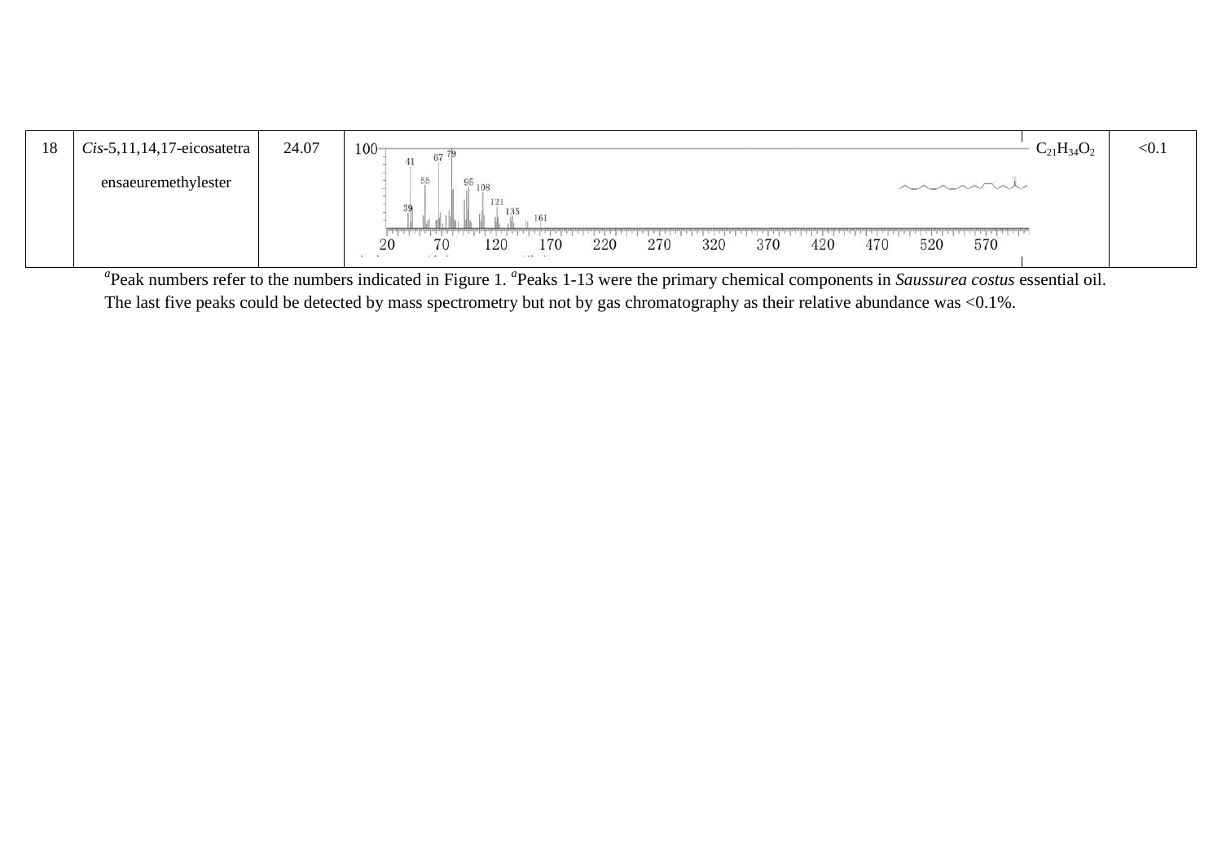| | | | | | |
|---|---|---|---|---|---|
| 18 | *Cis*-5,11,14,17-eicosatetraensaeuremethylester | 24.07 | 100 41 67 79 55 95 108 39 121 135 161 20 70 120 170 220 270 320 370 420 470 520 570 | $C_{21}H_{34}O_2$ | <0.1 |

[a]Peak numbers refer to the numbers indicated in Figure 1. [a]Peaks 1-13 were the primary chemical components in *Saussurea costus* essential oil. The last five peaks could be detected by mass spectrometry but not by gas chromatography as their relative abundance was <0.1%.